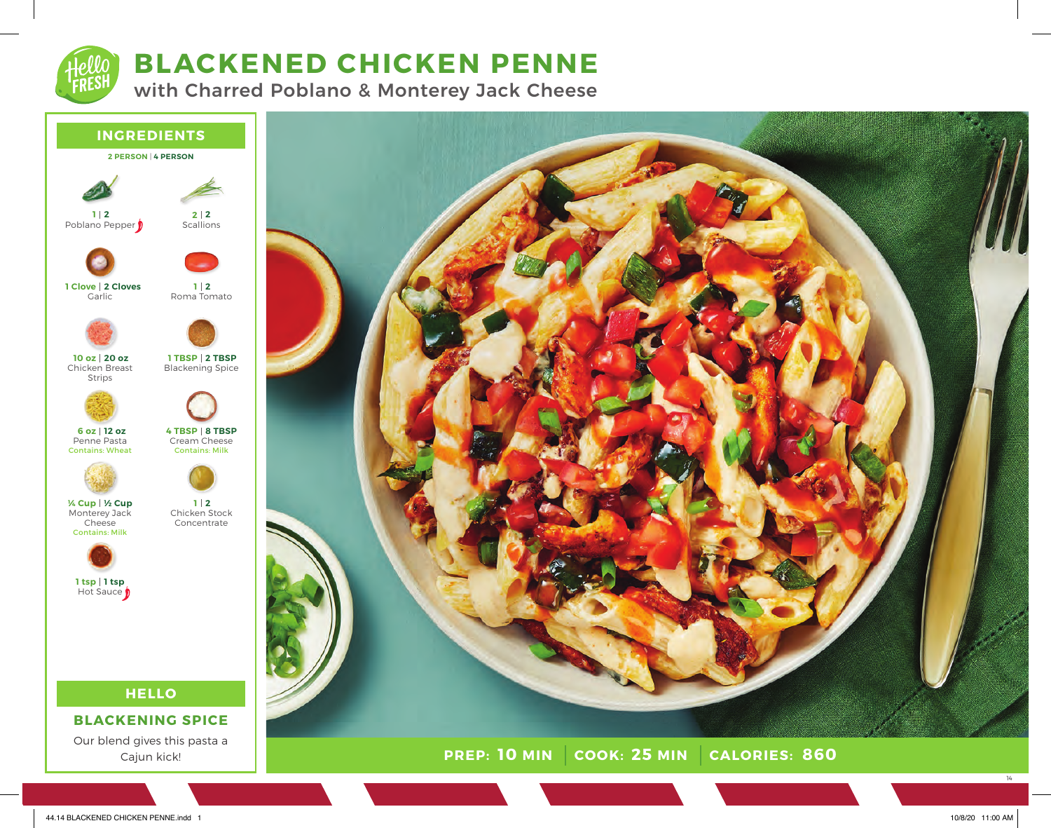# BLACKENED CHICKEN PENNE

## with Charred Poblano & Monterey Jack Cheese

## INGREDIENTS

**2 PERSON | 4 PERSON**

**1 | 2**
Poblano Pepper

**2 | 2**
Scallions

**1 Clove | 2 Cloves**
Garlic

**1 | 2**
Roma Tomato

**10 oz | 20 oz**
Chicken Breast Strips

**1 TBSP | 2 TBSP**
Blackening Spice

**6 oz | 12 oz**
Penne Pasta
Contains: Wheat

**4 TBSP | 8 TBSP**
Cream Cheese
Contains: Milk

**¼ Cup | ½ Cup**
Monterey Jack Cheese
Contains: Milk

**1 | 2**
Chicken Stock Concentrate

**1 tsp | 1 tsp**
Hot Sauce

## HELLO

### BLACKENING SPICE

Our blend gives this pasta a Cajun kick!

**PREP: 10 MIN | COOK: 25 MIN | CALORIES: 860**

44.14 BLACKENED CHICKEN PENNE.indd 1

10/8/20 11:00 AM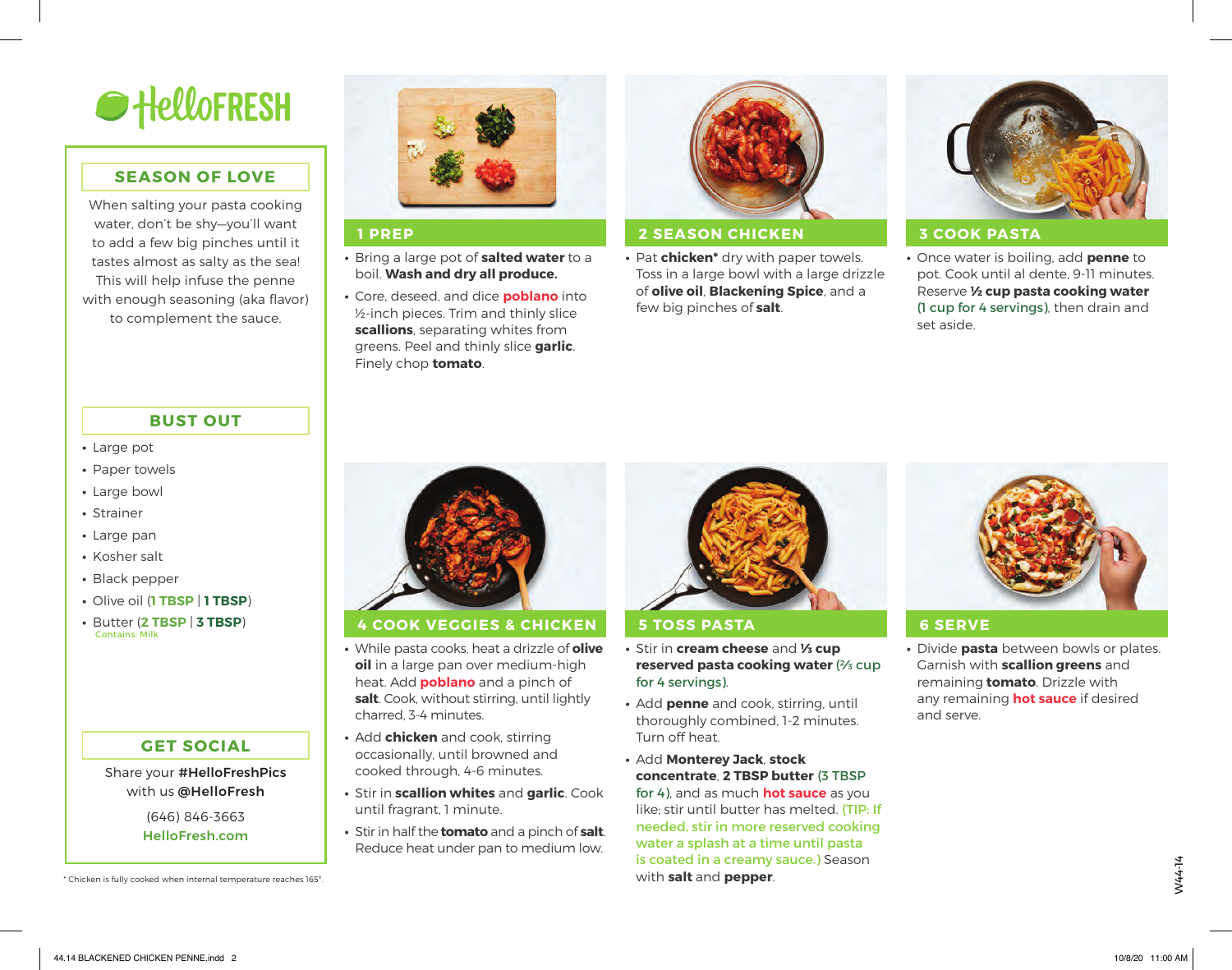# HelloFRESH

## SEASON OF LOVE

When salting your pasta cooking water, don't be shy—you'll want to add a few big pinches until it tastes almost as salty as the sea! This will help infuse the penne with enough seasoning (aka flavor) to complement the sauce.

## BUST OUT

- Large pot
- Paper towels
- Large bowl
- Strainer
- Large pan
- Kosher salt
- Black pepper
- Olive oil (**1 TBSP** | **1 TBSP**)
- Butter (**2 TBSP** | **3 TBSP**)
  Contains: Milk

## GET SOCIAL

Share your **#HelloFreshPics** with us **@HelloFresh**

(646) 846-3663

**HelloFresh.com**

\* Chicken is fully cooked when internal temperature reaches 165°.

## 1 PREP

- Bring a large pot of **salted water** to a boil. **Wash and dry all produce.**
- Core, deseed, and dice **poblano** into ½-inch pieces. Trim and thinly slice **scallions**, separating whites from greens. Peel and thinly slice **garlic**. Finely chop **tomato**.

## 2 SEASON CHICKEN

- Pat **chicken\*** dry with paper towels. Toss in a large bowl with a large drizzle of **olive oil**, **Blackening Spice**, and a few big pinches of **salt**.

## 3 COOK PASTA

- Once water is boiling, add **penne** to pot. Cook until al dente, 9-11 minutes. Reserve **½ cup pasta cooking water** (1 cup for 4 servings), then drain and set aside.

## 4 COOK VEGGIES & CHICKEN

- While pasta cooks, heat a drizzle of **olive oil** in a large pan over medium-high heat. Add **poblano** and a pinch of **salt**. Cook, without stirring, until lightly charred, 3-4 minutes.
- Add **chicken** and cook, stirring occasionally, until browned and cooked through, 4-6 minutes.
- Stir in **scallion whites** and **garlic**. Cook until fragrant, 1 minute.
- Stir in half the **tomato** and a pinch of **salt**. Reduce heat under pan to medium low.

## 5 TOSS PASTA

- Stir in **cream cheese** and **⅓ cup reserved pasta cooking water** (⅔ cup for 4 servings).
- Add **penne** and cook, stirring, until thoroughly combined, 1-2 minutes. Turn off heat.
- Add **Monterey Jack**, **stock concentrate**, **2 TBSP butter** (3 TBSP for 4), and as much **hot sauce** as you like; stir until butter has melted. (TIP: If needed, stir in more reserved cooking water a splash at a time until pasta is coated in a creamy sauce.) Season with **salt** and **pepper**.

## 6 SERVE

- Divide **pasta** between bowls or plates. Garnish with **scallion greens** and remaining **tomato**. Drizzle with any remaining **hot sauce** if desired and serve.

W44-14